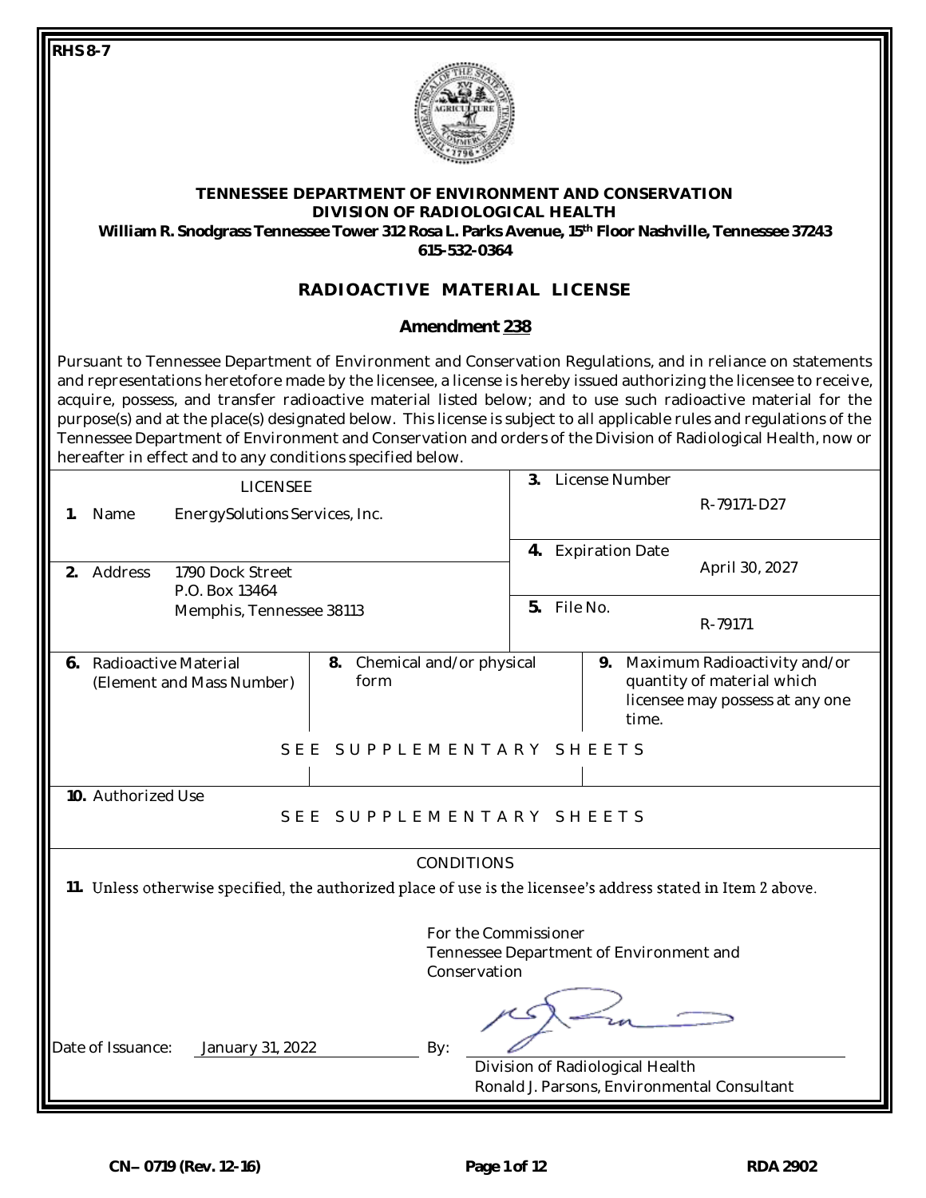RHS 8-7

**TENNESSEE DEPARTMENT OF ENVIRONMENT AND CONSERVATION**
**DIVISION OF RADIOLOGICAL HEALTH**
**William R. Snodgrass Tennessee Tower 312 Rosa L. Parks Avenue, 15th Floor Nashville, Tennessee 37243**
**615-532-0364**

# RADIOACTIVE MATERIAL LICENSE

## Amendment 238

Pursuant to Tennessee Department of Environment and Conservation Regulations, and in reliance on statements and representations heretofore made by the licensee, a license is hereby issued authorizing the licensee to receive, acquire, possess, and transfer radioactive material listed below; and to use such radioactive material for the purpose(s) and at the place(s) designated below. This license is subject to all applicable rules and regulations of the Tennessee Department of Environment and Conservation and orders of the Division of Radiological Health, now or hereafter in effect and to any conditions specified below.

| LICENSEE | |
|---|---|
| **1.** Name: EnergySolutions Services, Inc. | **3.** License Number: R-79171-D27 |
| **2.** Address: 1790 Dock Street, P.O. Box 13464, Memphis, Tennessee 38113 | **4.** Expiration Date: April 30, 2027 |
| | **5.** File No.: R-79171 |

| **6.** Radioactive Material (Element and Mass Number) | **8.** Chemical and/or physical form | **9.** Maximum Radioactivity and/or quantity of material which licensee may possess at any one time. |
|---|---|---|
| SEE SUPPLEMENTARY SHEETS | | |

**10.** Authorized Use

SEE SUPPLEMENTARY SHEETS

CONDITIONS

**11.** Unless otherwise specified, the authorized place of use is the licensee's address stated in Item 2 above.

For the Commissioner
Tennessee Department of Environment and Conservation

Date of Issuance: January 31, 2022

By: Division of Radiological Health
Ronald J. Parsons, Environmental Consultant

CN– 0719 (Rev. 12-16) RDA 2902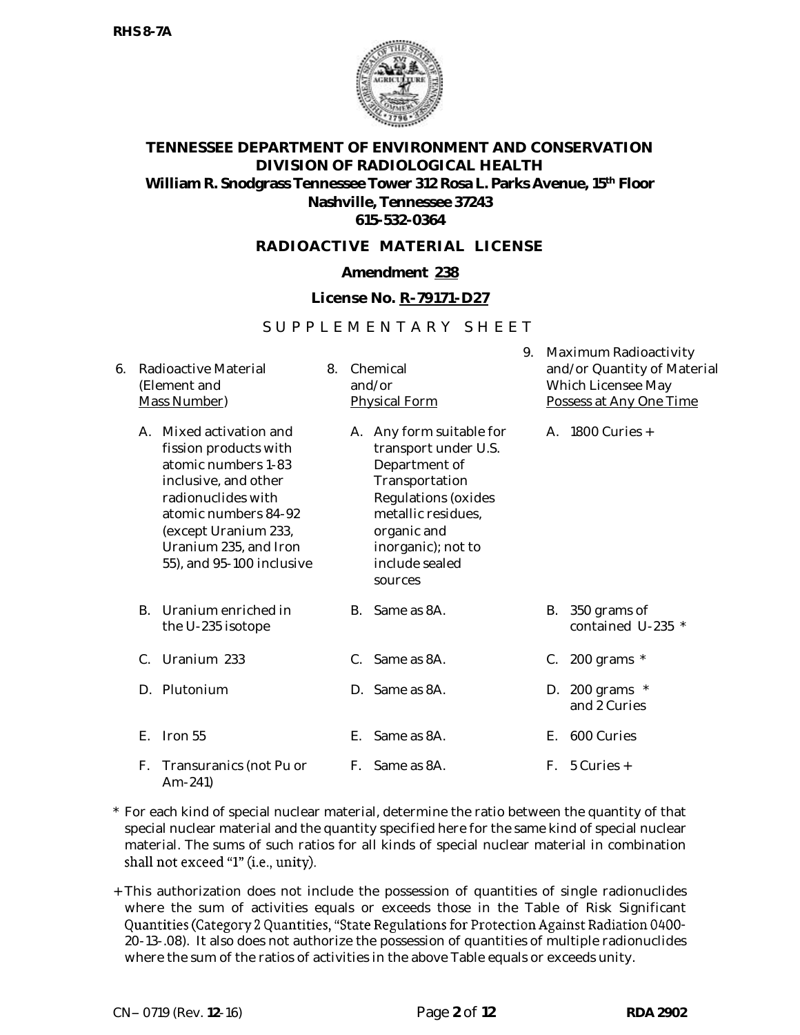RHS 8-7A

**TENNESSEE DEPARTMENT OF ENVIRONMENT AND CONSERVATION**
**DIVISION OF RADIOLOGICAL HEALTH**
**William R. Snodgrass Tennessee Tower 312 Rosa L. Parks Avenue, 15th Floor**
**Nashville, Tennessee 37243**
**615-532-0364**

## RADIOACTIVE MATERIAL LICENSE

**Amendment 238**

**License No. R-79171-D27**

S U P P L E M E N T A R Y S H E E T

| 6. Radioactive Material (Element and Mass Number) | 8. Chemical and/or Physical Form | 9. Maximum Radioactivity and/or Quantity of Material Which Licensee May Possess at Any One Time |
|---|---|---|
| A. Mixed activation and fission products with atomic numbers 1-83 inclusive, and other radionuclides with atomic numbers 84-92 (except Uranium 233, Uranium 235, and Iron 55), and 95-100 inclusive | A. Any form suitable for transport under U.S. Department of Transportation Regulations (oxides metallic residues, organic and inorganic); not to include sealed sources | A. 1800 Curies + |
| B. Uranium enriched in the U-235 isotope | B. Same as 8A. | B. 350 grams of contained U-235 * |
| C. Uranium 233 | C. Same as 8A. | C. 200 grams * |
| D. Plutonium | D. Same as 8A. | D. 200 grams * and 2 Curies |
| E. Iron 55 | E. Same as 8A. | E. 600 Curies |
| F. Transuranics (not Pu or Am-241) | F. Same as 8A. | F. 5 Curies + |

\* For each kind of special nuclear material, determine the ratio between the quantity of that special nuclear material and the quantity specified here for the same kind of special nuclear material. The sums of such ratios for all kinds of special nuclear material in combination shall not exceed "1" (i.e., unity).

+ This authorization does not include the possession of quantities of single radionuclides where the sum of activities equals or exceeds those in the Table of Risk Significant Quantities (Category 2 Quantities, "State Regulations for Protection Against Radiation 0400-20-13-.08). It also does not authorize the possession of quantities of multiple radionuclides where the sum of the ratios of activities in the above Table equals or exceeds unity.

CN– 0719 (Rev. 12-16) RDA 2902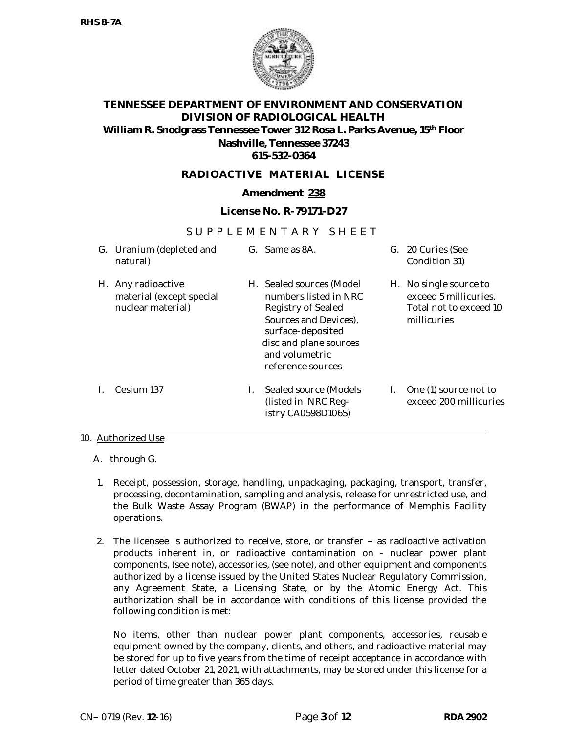RHS 8-7A

**TENNESSEE DEPARTMENT OF ENVIRONMENT AND CONSERVATION**
**DIVISION OF RADIOLOGICAL HEALTH**
**William R. Snodgrass Tennessee Tower 312 Rosa L. Parks Avenue, 15th Floor**
**Nashville, Tennessee 37243**
**615-532-0364**

## RADIOACTIVE MATERIAL LICENSE

**Amendment 238**

**License No. R-79171-D27**

SUPPLEMENTARY SHEET

| | | |
|---|---|---|
| G. Uranium (depleted and natural) | G. Same as 8A. | G. 20 Curies (See Condition 31) |
| H. Any radioactive material (except special nuclear material) | H. Sealed sources (Model numbers listed in NRC Registry of Sealed Sources and Devices), surface-deposited disc and plane sources and volumetric reference sources | H. No single source to exceed 5 millicuries. Total not to exceed 10 millicuries |
| I. Cesium 137 | I. Sealed source (Models (listed in NRC Registry CA0598D106S) | I. One (1) source not to exceed 200 millicuries |

10. Authorized Use

A. through G.

1. Receipt, possession, storage, handling, unpackaging, packaging, transport, transfer, processing, decontamination, sampling and analysis, release for unrestricted use, and the Bulk Waste Assay Program (BWAP) in the performance of Memphis Facility operations.

2. The licensee is authorized to receive, store, or transfer – as radioactive activation products inherent in, or radioactive contamination on - nuclear power plant components, (see note), accessories, (see note), and other equipment and components authorized by a license issued by the United States Nuclear Regulatory Commission, any Agreement State, a Licensing State, or by the Atomic Energy Act. This authorization shall be in accordance with conditions of this license provided the following condition is met:

   No items, other than nuclear power plant components, accessories, reusable equipment owned by the company, clients, and others, and radioactive material may be stored for up to five years from the time of receipt acceptance in accordance with letter dated October 21, 2021, with attachments, may be stored under this license for a period of time greater than 365 days.

CN– 0719 (Rev. 12-16) RDA 2902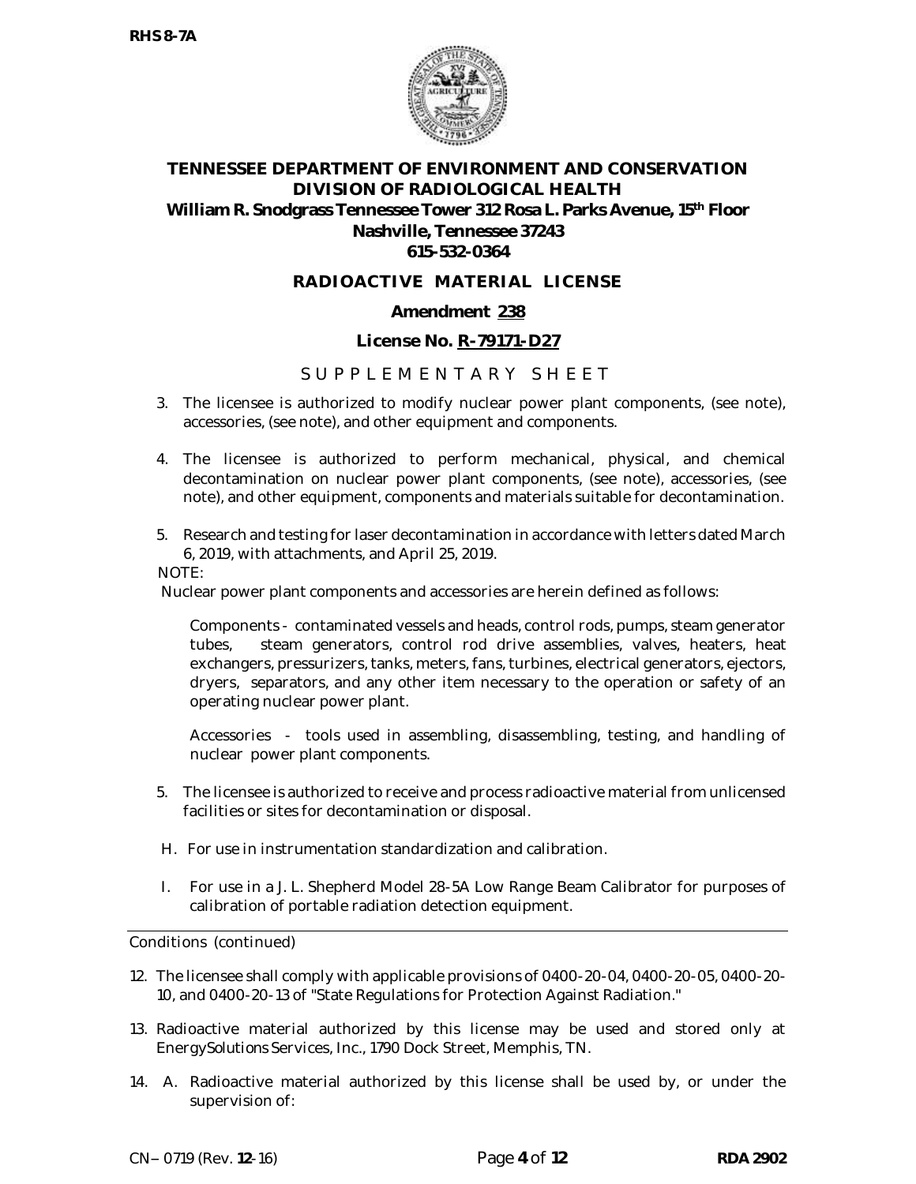**RHS 8-7A**

# TENNESSEE DEPARTMENT OF ENVIRONMENT AND CONSERVATION
## DIVISION OF RADIOLOGICAL HEALTH

**William R. Snodgrass Tennessee Tower 312 Rosa L. Parks Avenue, 15th Floor**
**Nashville, Tennessee 37243**
**615-532-0364**

## RADIOACTIVE MATERIAL LICENSE

**Amendment 238**

**License No. R-79171-D27**

S U P P L E M E N T A R Y   S H E E T

3. The licensee is authorized to modify nuclear power plant components, (see note), accessories, (see note), and other equipment and components.

4. The licensee is authorized to perform mechanical, physical, and chemical decontamination on nuclear power plant components, (see note), accessories, (see note), and other equipment, components and materials suitable for decontamination.

5. Research and testing for laser decontamination in accordance with letters dated March 6, 2019, with attachments, and April 25, 2019.

NOTE:
Nuclear power plant components and accessories are herein defined as follows:

Components - contaminated vessels and heads, control rods, pumps, steam generator tubes, steam generators, control rod drive assemblies, valves, heaters, heat exchangers, pressurizers, tanks, meters, fans, turbines, electrical generators, ejectors, dryers, separators, and any other item necessary to the operation or safety of an operating nuclear power plant.

Accessories - tools used in assembling, disassembling, testing, and handling of nuclear power plant components.

5. The licensee is authorized to receive and process radioactive material from unlicensed facilities or sites for decontamination or disposal.

H. For use in instrumentation standardization and calibration.

I. For use in a J. L. Shepherd Model 28-5A Low Range Beam Calibrator for purposes of calibration of portable radiation detection equipment.

---

Conditions (continued)

12. The licensee shall comply with applicable provisions of 0400-20-04, 0400-20-05, 0400-20-10, and 0400-20-13 of "State Regulations for Protection Against Radiation."

13. Radioactive material authorized by this license may be used and stored only at EnergySolutions Services, Inc., 1790 Dock Street, Memphis, TN.

14. A. Radioactive material authorized by this license shall be used by, or under the supervision of:

CN– 0719 (Rev. 12-16) | RDA 2902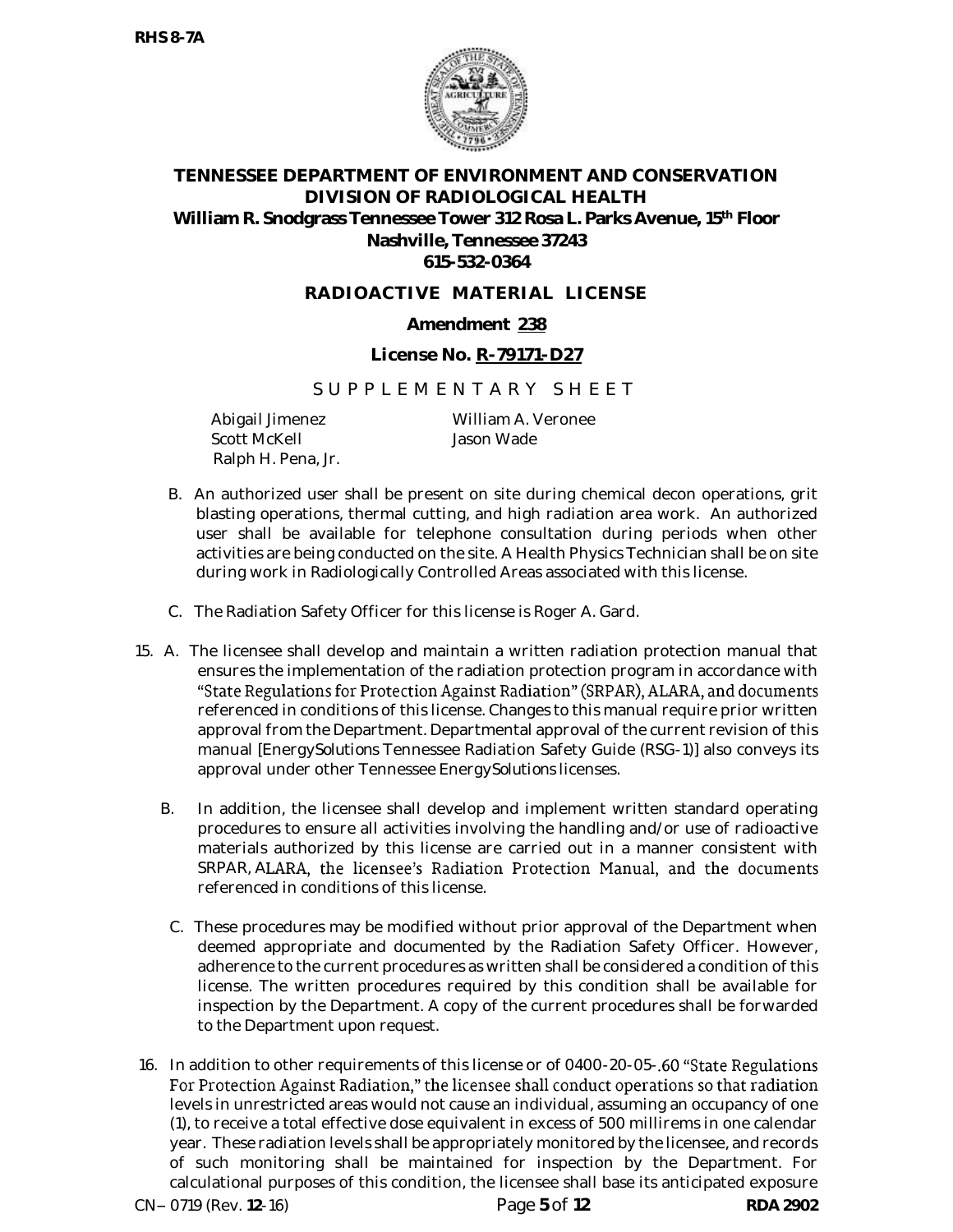**TENNESSEE DEPARTMENT OF ENVIRONMENT AND CONSERVATION**
**DIVISION OF RADIOLOGICAL HEALTH**
**William R. Snodgrass Tennessee Tower 312 Rosa L. Parks Avenue, 15th Floor**
**Nashville, Tennessee 37243**
**615-532-0364**

**RADIOACTIVE MATERIAL LICENSE**

**Amendment 238**

**License No. R-79171-D27**

SUPPLEMENTARY SHEET

Abigail Jimenez
Scott McKell
Ralph H. Pena, Jr.
William A. Veronee
Jason Wade

B. An authorized user shall be present on site during chemical decon operations, grit blasting operations, thermal cutting, and high radiation area work. An authorized user shall be available for telephone consultation during periods when other activities are being conducted on the site. A Health Physics Technician shall be on site during work in Radiologically Controlled Areas associated with this license.

C. The Radiation Safety Officer for this license is Roger A. Gard.

15. A. The licensee shall develop and maintain a written radiation protection manual that ensures the implementation of the radiation protection program in accordance with "State Regulations for Protection Against Radiation" (SRPAR), ALARA, and documents referenced in conditions of this license. Changes to this manual require prior written approval from the Department. Departmental approval of the current revision of this manual [EnergySolutions Tennessee Radiation Safety Guide (RSG-1)] also conveys its approval under other Tennessee EnergySolutions licenses.

B. In addition, the licensee shall develop and implement written standard operating procedures to ensure all activities involving the handling and/or use of radioactive materials authorized by this license are carried out in a manner consistent with SRPAR, ALARA, the licensee's Radiation Protection Manual, and the documents referenced in conditions of this license.

C. These procedures may be modified without prior approval of the Department when deemed appropriate and documented by the Radiation Safety Officer. However, adherence to the current procedures as written shall be considered a condition of this license. The written procedures required by this condition shall be available for inspection by the Department. A copy of the current procedures shall be forwarded to the Department upon request.

16. In addition to other requirements of this license or of 0400-20-05-.60 "State Regulations For Protection Against Radiation," the licensee shall conduct operations so that radiation levels in unrestricted areas would not cause an individual, assuming an occupancy of one (1), to receive a total effective dose equivalent in excess of 500 millirems in one calendar year. These radiation levels shall be appropriately monitored by the licensee, and records of such monitoring shall be maintained for inspection by the Department. For calculational purposes of this condition, the licensee shall base its anticipated exposure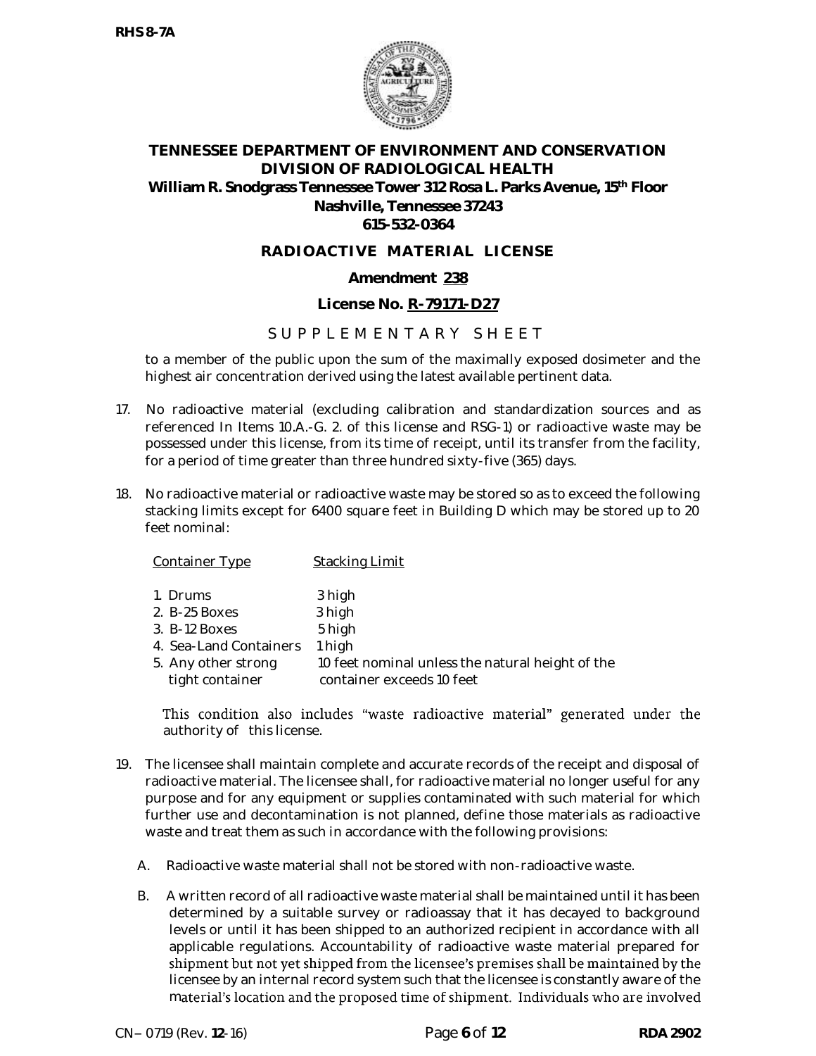**TENNESSEE DEPARTMENT OF ENVIRONMENT AND CONSERVATION**
**DIVISION OF RADIOLOGICAL HEALTH**
**William R. Snodgrass Tennessee Tower 312 Rosa L. Parks Avenue, 15th Floor**
**Nashville, Tennessee 37243**
**615-532-0364**

**RADIOACTIVE MATERIAL LICENSE**

**Amendment 238**

**License No. R-79171-D27**

SUPPLEMENTARY SHEET

to a member of the public upon the sum of the maximally exposed dosimeter and the highest air concentration derived using the latest available pertinent data.

17. No radioactive material (excluding calibration and standardization sources and as referenced In Items 10.A.-G. 2. of this license and RSG-1) or radioactive waste may be possessed under this license, from its time of receipt, until its transfer from the facility, for a period of time greater than three hundred sixty-five (365) days.

18. No radioactive material or radioactive waste may be stored so as to exceed the following stacking limits except for 6400 square feet in Building D which may be stored up to 20 feet nominal:

| Container Type | Stacking Limit |
|---|---|
| 1. Drums | 3 high |
| 2. B-25 Boxes | 3 high |
| 3. B-12 Boxes | 5 high |
| 4. Sea-Land Containers | 1 high |
| 5. Any other strong tight container | 10 feet nominal unless the natural height of the container exceeds 10 feet |

This condition also includes "waste radioactive material" generated under the authority of this license.

19. The licensee shall maintain complete and accurate records of the receipt and disposal of radioactive material. The licensee shall, for radioactive material no longer useful for any purpose and for any equipment or supplies contaminated with such material for which further use and decontamination is not planned, define those materials as radioactive waste and treat them as such in accordance with the following provisions:

    A. Radioactive waste material shall not be stored with non-radioactive waste.

    B. A written record of all radioactive waste material shall be maintained until it has been determined by a suitable survey or radioassay that it has decayed to background levels or until it has been shipped to an authorized recipient in accordance with all applicable regulations. Accountability of radioactive waste material prepared for shipment but not yet shipped from the licensee's premises shall be maintained by the licensee by an internal record system such that the licensee is constantly aware of the material's location and the proposed time of shipment. Individuals who are involved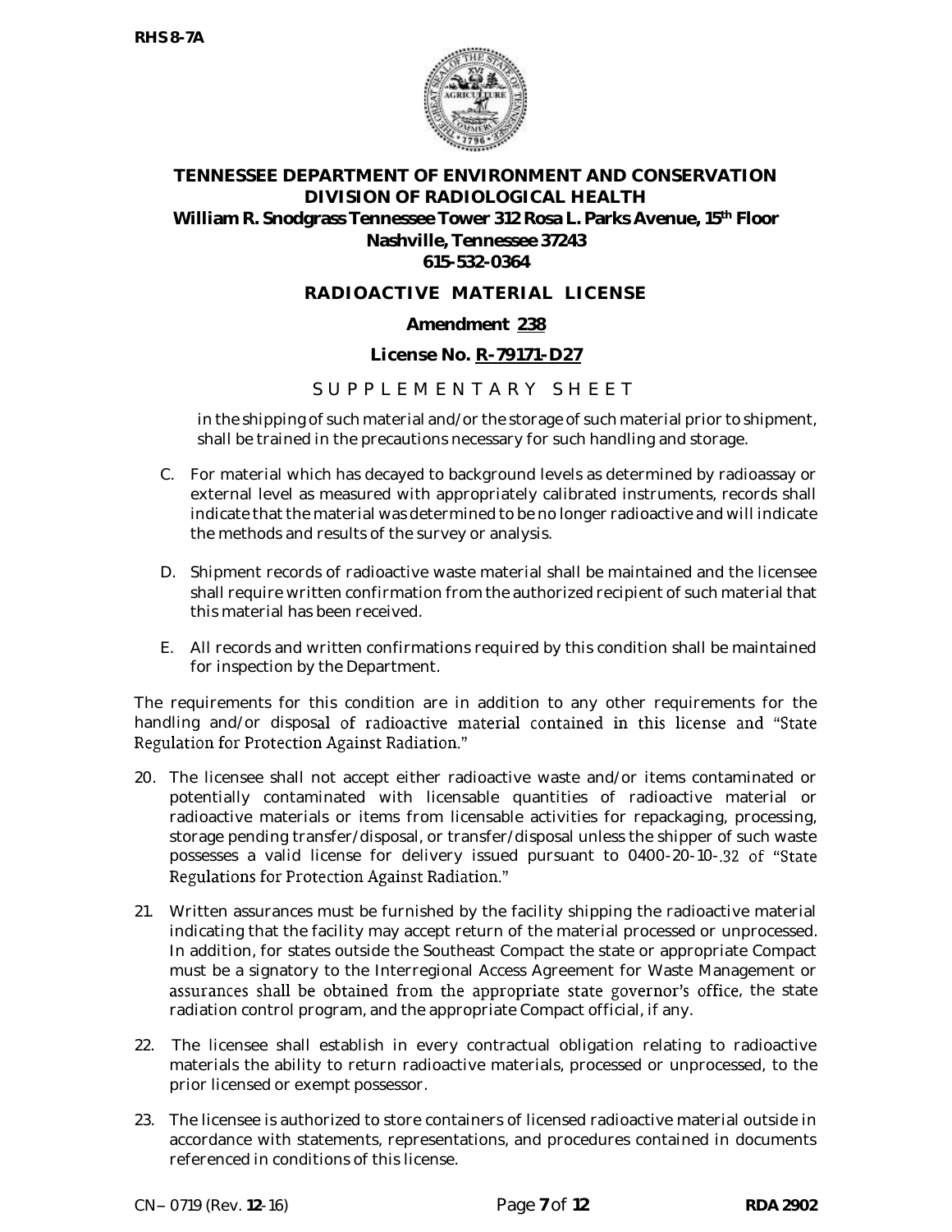in the shipping of such material and/or the storage of such material prior to shipment, shall be trained in the precautions necessary for such handling and storage.

C. For material which has decayed to background levels as determined by radioassay or external level as measured with appropriately calibrated instruments, records shall indicate that the material was determined to be no longer radioactive and will indicate the methods and results of the survey or analysis.

D. Shipment records of radioactive waste material shall be maintained and the licensee shall require written confirmation from the authorized recipient of such material that this material has been received.

E. All records and written confirmations required by this condition shall be maintained for inspection by the Department.

The requirements for this condition are in addition to any other requirements for the handling and/or disposal of radioactive material contained in this license and "State Regulation for Protection Against Radiation."

20. The licensee shall not accept either radioactive waste and/or items contaminated or potentially contaminated with licensable quantities of radioactive material or radioactive materials or items from licensable activities for repackaging, processing, storage pending transfer/disposal, or transfer/disposal unless the shipper of such waste possesses a valid license for delivery issued pursuant to 0400-20-10-.32 of "State Regulations for Protection Against Radiation."

21. Written assurances must be furnished by the facility shipping the radioactive material indicating that the facility may accept return of the material processed or unprocessed. In addition, for states outside the Southeast Compact the state or appropriate Compact must be a signatory to the Interregional Access Agreement for Waste Management or assurances shall be obtained from the appropriate state governor's office, the state radiation control program, and the appropriate Compact official, if any.

22. The licensee shall establish in every contractual obligation relating to radioactive materials the ability to return radioactive materials, processed or unprocessed, to the prior licensed or exempt possessor.

23. The licensee is authorized to store containers of licensed radioactive material outside in accordance with statements, representations, and procedures contained in documents referenced in conditions of this license.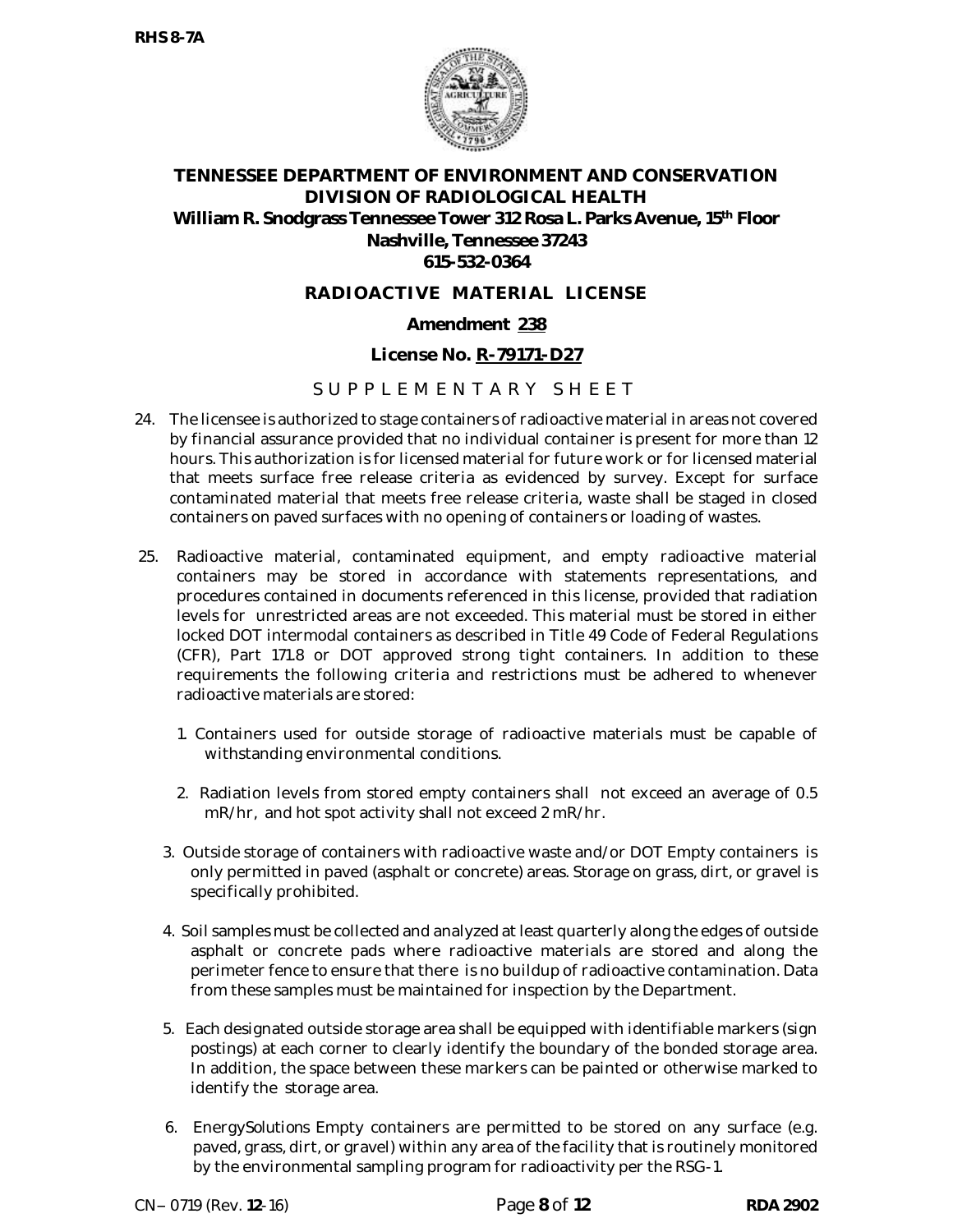**RHS 8-7A**

# TENNESSEE DEPARTMENT OF ENVIRONMENT AND CONSERVATION
## DIVISION OF RADIOLOGICAL HEALTH

**William R. Snodgrass Tennessee Tower 312 Rosa L. Parks Avenue, 15th Floor**
**Nashville, Tennessee 37243**
**615-532-0364**

## RADIOACTIVE MATERIAL LICENSE

**Amendment 238**

**License No. R-79171-D27**

SUPPLEMENTARY SHEET

24. The licensee is authorized to stage containers of radioactive material in areas not covered by financial assurance provided that no individual container is present for more than 12 hours. This authorization is for licensed material for future work or for licensed material that meets surface free release criteria as evidenced by survey. Except for surface contaminated material that meets free release criteria, waste shall be staged in closed containers on paved surfaces with no opening of containers or loading of wastes.

25. Radioactive material, contaminated equipment, and empty radioactive material containers may be stored in accordance with statements representations, and procedures contained in documents referenced in this license, provided that radiation levels for unrestricted areas are not exceeded. This material must be stored in either locked DOT intermodal containers as described in Title 49 Code of Federal Regulations (CFR), Part 171.8 or DOT approved strong tight containers. In addition to these requirements the following criteria and restrictions must be adhered to whenever radioactive materials are stored:

    1. Containers used for outside storage of radioactive materials must be capable of withstanding environmental conditions.

    2. Radiation levels from stored empty containers shall not exceed an average of 0.5 mR/hr, and hot spot activity shall not exceed 2 mR/hr.

    3. Outside storage of containers with radioactive waste and/or DOT Empty containers is only permitted in paved (asphalt or concrete) areas. Storage on grass, dirt, or gravel is specifically prohibited.

    4. Soil samples must be collected and analyzed at least quarterly along the edges of outside asphalt or concrete pads where radioactive materials are stored and along the perimeter fence to ensure that there is no buildup of radioactive contamination. Data from these samples must be maintained for inspection by the Department.

    5. Each designated outside storage area shall be equipped with identifiable markers (sign postings) at each corner to clearly identify the boundary of the bonded storage area. In addition, the space between these markers can be painted or otherwise marked to identify the storage area.

    6. *EnergySolutions* Empty containers are permitted to be stored on any surface (e.g. paved, grass, dirt, or gravel) within any area of the facility that is routinely monitored by the environmental sampling program for radioactivity per the RSG-1.

CN– 0719 (Rev. 12-16) | RDA 2902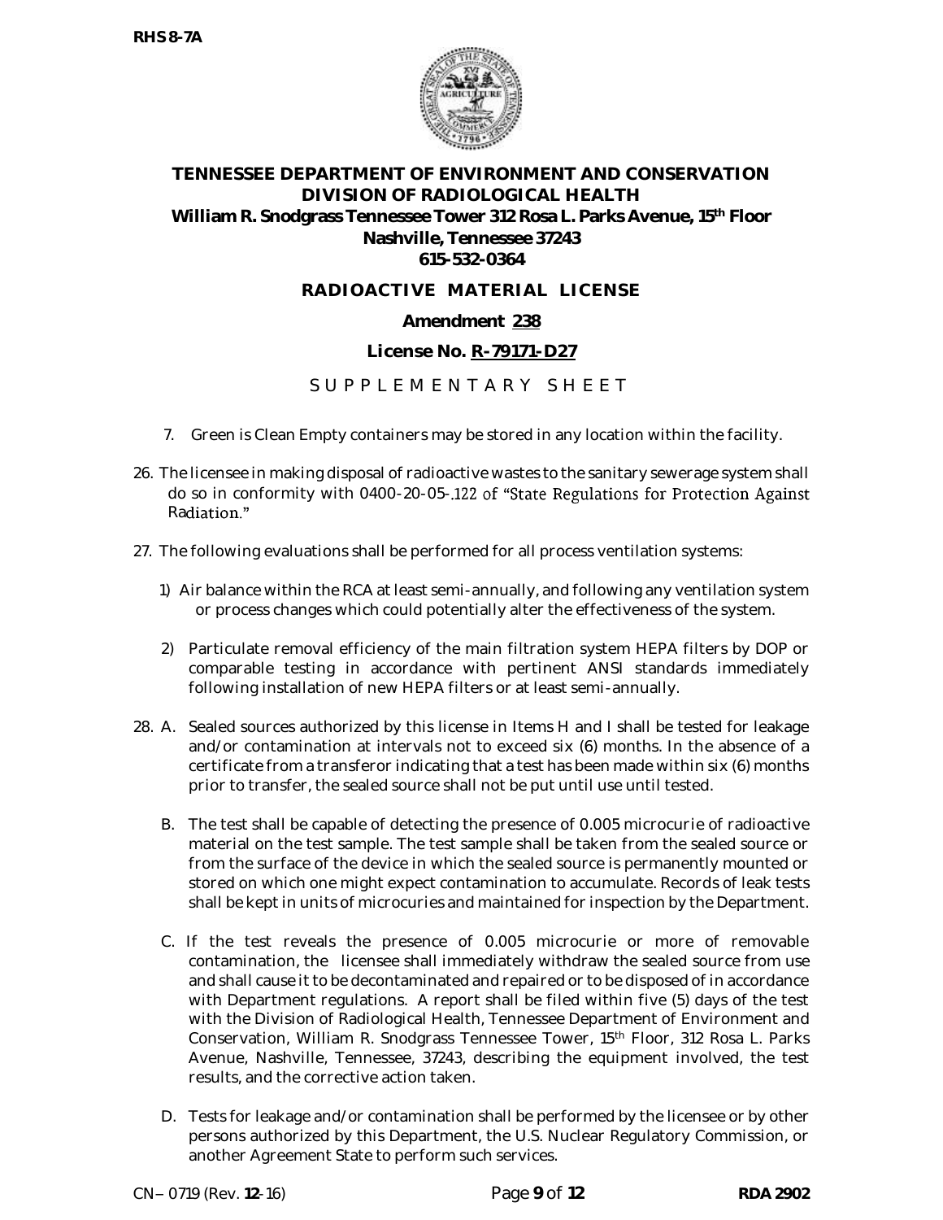**TENNESSEE DEPARTMENT OF ENVIRONMENT AND CONSERVATION**
**DIVISION OF RADIOLOGICAL HEALTH**
**William R. Snodgrass Tennessee Tower 312 Rosa L. Parks Avenue, 15th Floor**
**Nashville, Tennessee 37243**
**615-532-0364**

## RADIOACTIVE MATERIAL LICENSE

**Amendment 238**

**License No. R-79171-D27**

SUPPLEMENTARY SHEET

7. Green is Clean Empty containers may be stored in any location within the facility.

26. The licensee in making disposal of radioactive wastes to the sanitary sewerage system shall do so in conformity with 0400-20-05-.122 of "State Regulations for Protection Against Radiation."

27. The following evaluations shall be performed for all process ventilation systems:

    1) Air balance within the RCA at least semi-annually, and following any ventilation system or process changes which could potentially alter the effectiveness of the system.

    2) Particulate removal efficiency of the main filtration system HEPA filters by DOP or comparable testing in accordance with pertinent ANSI standards immediately following installation of new HEPA filters or at least semi-annually.

28. A. Sealed sources authorized by this license in Items H and I shall be tested for leakage and/or contamination at intervals not to exceed six (6) months. In the absence of a certificate from a transferor indicating that a test has been made within six (6) months prior to transfer, the sealed source shall not be put until use until tested.

    B. The test shall be capable of detecting the presence of 0.005 microcurie of radioactive material on the test sample. The test sample shall be taken from the sealed source or from the surface of the device in which the sealed source is permanently mounted or stored on which one might expect contamination to accumulate. Records of leak tests shall be kept in units of microcuries and maintained for inspection by the Department.

    C. If the test reveals the presence of 0.005 microcurie or more of removable contamination, the licensee shall immediately withdraw the sealed source from use and shall cause it to be decontaminated and repaired or to be disposed of in accordance with Department regulations. A report shall be filed within five (5) days of the test with the Division of Radiological Health, Tennessee Department of Environment and Conservation, William R. Snodgrass Tennessee Tower, 15th Floor, 312 Rosa L. Parks Avenue, Nashville, Tennessee, 37243, describing the equipment involved, the test results, and the corrective action taken.

    D. Tests for leakage and/or contamination shall be performed by the licensee or by other persons authorized by this Department, the U.S. Nuclear Regulatory Commission, or another Agreement State to perform such services.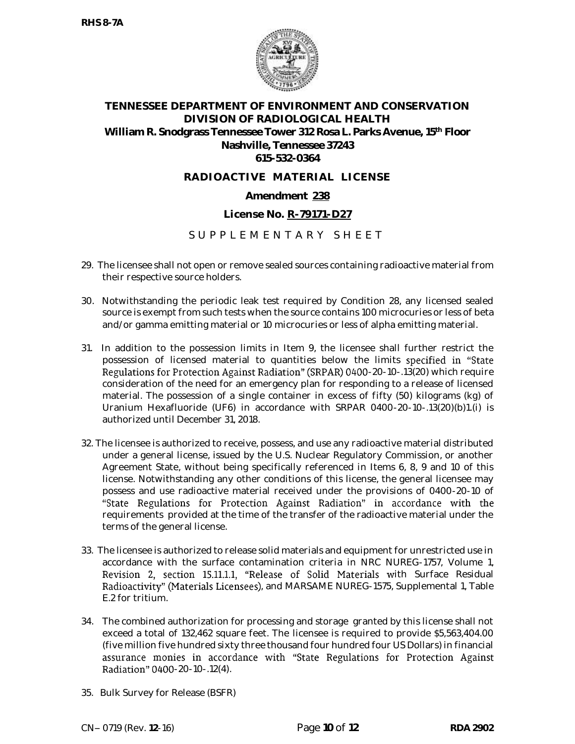RHS 8-7A

**TENNESSEE DEPARTMENT OF ENVIRONMENT AND CONSERVATION**
**DIVISION OF RADIOLOGICAL HEALTH**
**William R. Snodgrass Tennessee Tower 312 Rosa L. Parks Avenue, 15th Floor**
**Nashville, Tennessee 37243**
**615-532-0364**

**RADIOACTIVE MATERIAL LICENSE**

**Amendment 238**

**License No. R-79171-D27**

SUPPLEMENTARY SHEET

29. The licensee shall not open or remove sealed sources containing radioactive material from their respective source holders.

30. Notwithstanding the periodic leak test required by Condition 28, any licensed sealed source is exempt from such tests when the source contains 100 microcuries or less of beta and/or gamma emitting material or 10 microcuries or less of alpha emitting material.

31. In addition to the possession limits in Item 9, the licensee shall further restrict the possession of licensed material to quantities below the limits specified in "State Regulations for Protection Against Radiation" (SRPAR) 0400-20-10-.13(20) which require consideration of the need for an emergency plan for responding to a release of licensed material. The possession of a single container in excess of fifty (50) kilograms (kg) of Uranium Hexafluoride ($UF_6$) in accordance with SRPAR 0400-20-10-.13(20)(b)1.(i) is authorized until December 31, 2018.

32. The licensee is authorized to receive, possess, and use any radioactive material distributed under a general license, issued by the U.S. Nuclear Regulatory Commission, or another Agreement State, without being specifically referenced in Items 6, 8, 9 and 10 of this license. Notwithstanding any other conditions of this license, the general licensee may possess and use radioactive material received under the provisions of 0400-20-10 of "State Regulations for Protection Against Radiation" in accordance with the requirements provided at the time of the transfer of the radioactive material under the terms of the general license.

33. The licensee is authorized to release solid materials and equipment for unrestricted use in accordance with the surface contamination criteria in NRC NUREG-1757, Volume 1, Revision 2, section 15.11.1.1, "Release of Solid Materials with Surface Residual Radioactivity" (Materials Licensees), and MARSAME NUREG-1575, Supplemental 1, Table E.2 for tritium.

34. The combined authorization for processing and storage granted by this license shall not exceed a total of 132,462 square feet. The licensee is required to provide $5,563,404.00 (five million five hundred sixty three thousand four hundred four US Dollars) in financial assurance monies in accordance with "State Regulations for Protection Against Radiation" 0400-20-10-.12(4).

35. Bulk Survey for Release (BSFR)

CN– 0719 (Rev. 12-16) RDA 2902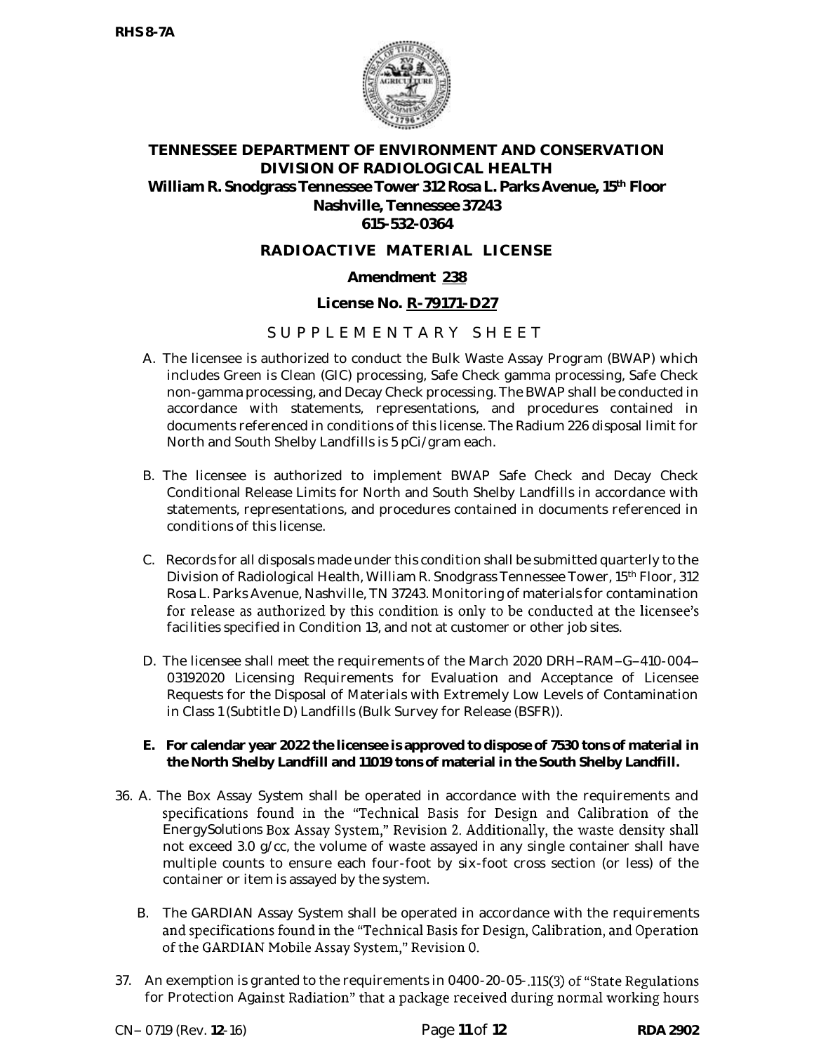**TENNESSEE DEPARTMENT OF ENVIRONMENT AND CONSERVATION**
**DIVISION OF RADIOLOGICAL HEALTH**
**William R. Snodgrass Tennessee Tower 312 Rosa L. Parks Avenue, 15th Floor**
**Nashville, Tennessee 37243**
**615-532-0364**

## RADIOACTIVE MATERIAL LICENSE

**Amendment 238**

**License No. R-79171-D27**

SUPPLEMENTARY SHEET

A. The licensee is authorized to conduct the Bulk Waste Assay Program (BWAP) which includes Green is Clean (GIC) processing, Safe Check gamma processing, Safe Check non-gamma processing, and Decay Check processing. The BWAP shall be conducted in accordance with statements, representations, and procedures contained in documents referenced in conditions of this license. The Radium 226 disposal limit for North and South Shelby Landfills is 5 pCi/gram each.

B. The licensee is authorized to implement BWAP Safe Check and Decay Check Conditional Release Limits for North and South Shelby Landfills in accordance with statements, representations, and procedures contained in documents referenced in conditions of this license.

C. Records for all disposals made under this condition shall be submitted quarterly to the Division of Radiological Health, William R. Snodgrass Tennessee Tower, 15th Floor, 312 Rosa L. Parks Avenue, Nashville, TN 37243. Monitoring of materials for contamination for release as authorized by this condition is only to be conducted at the licensee's facilities specified in Condition 13, and not at customer or other job sites.

D. The licensee shall meet the requirements of the March 2020 DRH–RAM–G–410-004–03192020 Licensing Requirements for Evaluation and Acceptance of Licensee Requests for the Disposal of Materials with Extremely Low Levels of Contamination in Class 1 (Subtitle D) Landfills (Bulk Survey for Release (BSFR)).

**E. For calendar year 2022 the licensee is approved to dispose of 7530 tons of material in the North Shelby Landfill and 11019 tons of material in the South Shelby Landfill.**

36. A. The Box Assay System shall be operated in accordance with the requirements and specifications found in the "Technical Basis for Design and Calibration of the *EnergySolutions* Box Assay System," Revision 2. Additionally, the waste density shall not exceed 3.0 g/cc, the volume of waste assayed in any single container shall have multiple counts to ensure each four-foot by six-foot cross section (or less) of the container or item is assayed by the system.

    B. The GARDIAN Assay System shall be operated in accordance with the requirements and specifications found in the "Technical Basis for Design, Calibration, and Operation of the GARDIAN Mobile Assay System," Revision 0.

37. An exemption is granted to the requirements in 0400-20-05-.115(3) of "State Regulations for Protection Against Radiation" that a package received during normal working hours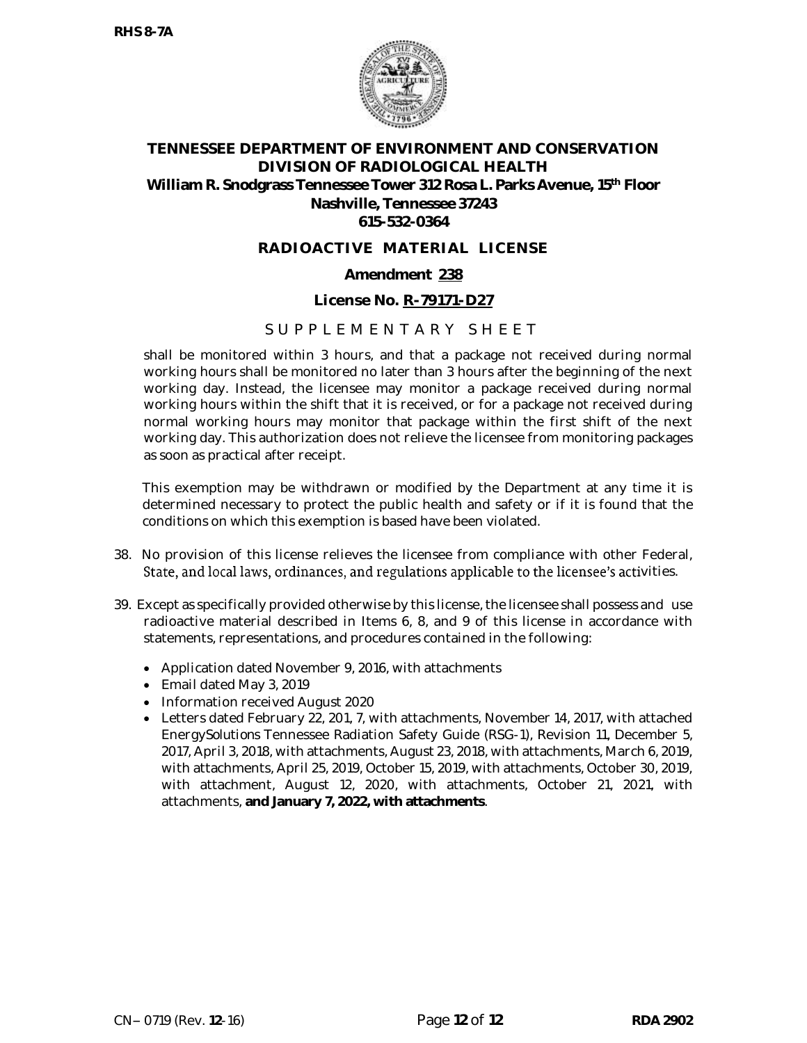RHS 8-7A

# TENNESSEE DEPARTMENT OF ENVIRONMENT AND CONSERVATION
## DIVISION OF RADIOLOGICAL HEALTH
**William R. Snodgrass Tennessee Tower 312 Rosa L. Parks Avenue, 15th Floor**
**Nashville, Tennessee 37243**
**615-532-0364**

## RADIOACTIVE MATERIAL LICENSE

**Amendment 238**

**License No. R-79171-D27**

S U P P L E M E N T A R Y   S H E E T

shall be monitored within 3 hours, and that a package not received during normal working hours shall be monitored no later than 3 hours after the beginning of the next working day. Instead, the licensee may monitor a package received during normal working hours within the shift that it is received, or for a package not received during normal working hours may monitor that package within the first shift of the next working day. This authorization does not relieve the licensee from monitoring packages as soon as practical after receipt.

This exemption may be withdrawn or modified by the Department at any time it is determined necessary to protect the public health and safety or if it is found that the conditions on which this exemption is based have been violated.

38. No provision of this license relieves the licensee from compliance with other Federal, State, and local laws, ordinances, and regulations applicable to the licensee's activities.

39. Except as specifically provided otherwise by this license, the licensee shall possess and use radioactive material described in Items 6, 8, and 9 of this license in accordance with statements, representations, and procedures contained in the following:

   - Application dated November 9, 2016, with attachments
   - Email dated May 3, 2019
   - Information received August 2020
   - Letters dated February 22, 201, 7, with attachments, November 14, 2017, with attached EnergySolutions Tennessee Radiation Safety Guide (RSG-1), Revision 11, December 5, 2017, April 3, 2018, with attachments, August 23, 2018, with attachments, March 6, 2019, with attachments, April 25, 2019, October 15, 2019, with attachments, October 30, 2019, with attachment, August 12, 2020, with attachments, October 21, 2021, with attachments, **and January 7, 2022, with attachments**.

CN– 0719 (Rev. **12**-16) RDA 2902